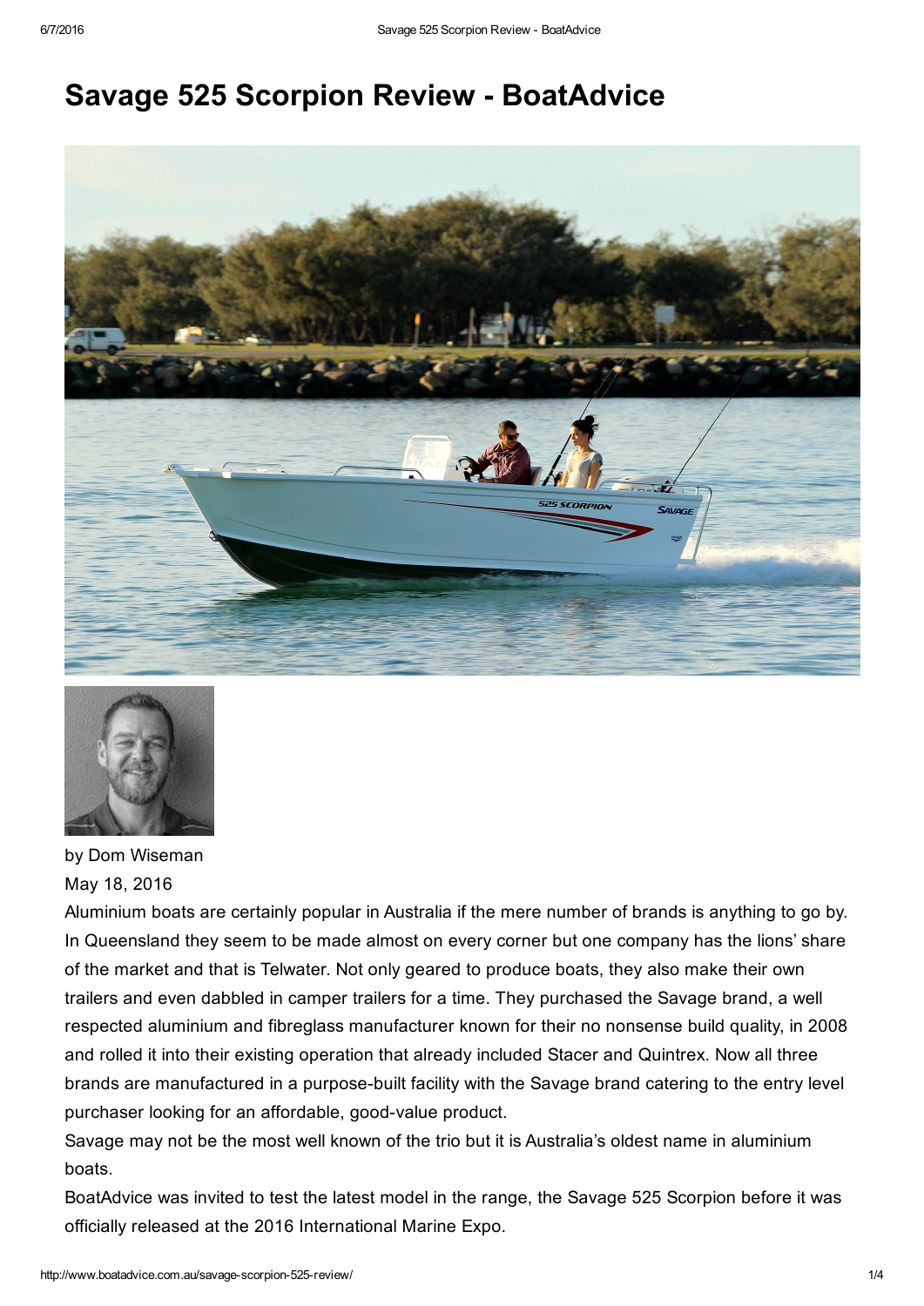# Savage 525 Scorpion Review - BoatAdvice

by Dom Wiseman
May 18, 2016

Aluminium boats are certainly popular in Australia if the mere number of brands is anything to go by. In Queensland they seem to be made almost on every corner but one company has the lions' share of the market and that is Telwater. Not only geared to produce boats, they also make their own trailers and even dabbled in camper trailers for a time. They purchased the Savage brand, a well respected aluminium and fibreglass manufacturer known for their no nonsense build quality, in 2008 and rolled it into their existing operation that already included Stacer and Quintrex. Now all three brands are manufactured in a purpose-built facility with the Savage brand catering to the entry level purchaser looking for an affordable, good-value product.

Savage may not be the most well known of the trio but it is Australia's oldest name in aluminium boats.

BoatAdvice was invited to test the latest model in the range, the Savage 525 Scorpion before it was officially released at the 2016 International Marine Expo.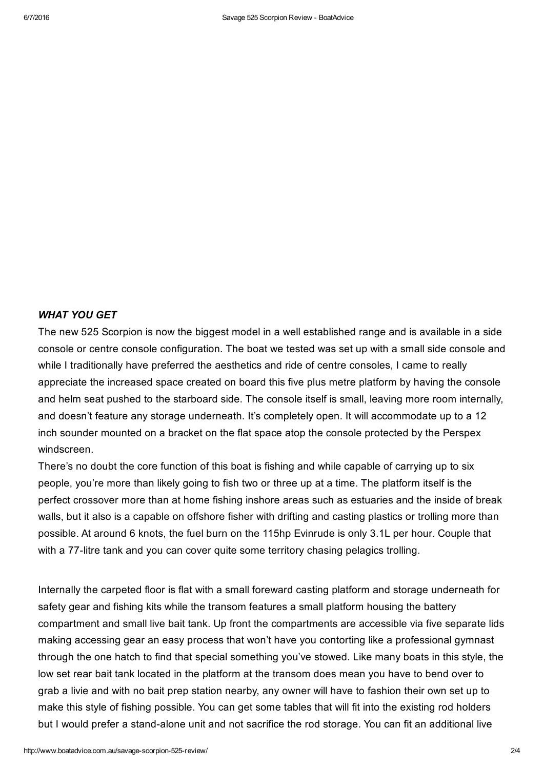***WHAT YOU GET***

The new 525 Scorpion is now the biggest model in a well established range and is available in a side console or centre console configuration. The boat we tested was set up with a small side console and while I traditionally have preferred the aesthetics and ride of centre consoles, I came to really appreciate the increased space created on board this five plus metre platform by having the console and helm seat pushed to the starboard side. The console itself is small, leaving more room internally, and doesn't feature any storage underneath. It's completely open. It will accommodate up to a 12 inch sounder mounted on a bracket on the flat space atop the console protected by the Perspex windscreen.

There's no doubt the core function of this boat is fishing and while capable of carrying up to six people, you're more than likely going to fish two or three up at a time. The platform itself is the perfect crossover more than at home fishing inshore areas such as estuaries and the inside of break walls, but it also is a capable on offshore fisher with drifting and casting plastics or trolling more than possible. At around 6 knots, the fuel burn on the 115hp Evinrude is only 3.1L per hour. Couple that with a 77-litre tank and you can cover quite some territory chasing pelagics trolling.

Internally the carpeted floor is flat with a small foreward casting platform and storage underneath for safety gear and fishing kits while the transom features a small platform housing the battery compartment and small live bait tank. Up front the compartments are accessible via five separate lids making accessing gear an easy process that won't have you contorting like a professional gymnast through the one hatch to find that special something you've stowed. Like many boats in this style, the low set rear bait tank located in the platform at the transom does mean you have to bend over to grab a livie and with no bait prep station nearby, any owner will have to fashion their own set up to make this style of fishing possible. You can get some tables that will fit into the existing rod holders but I would prefer a stand-alone unit and not sacrifice the rod storage. You can fit an additional live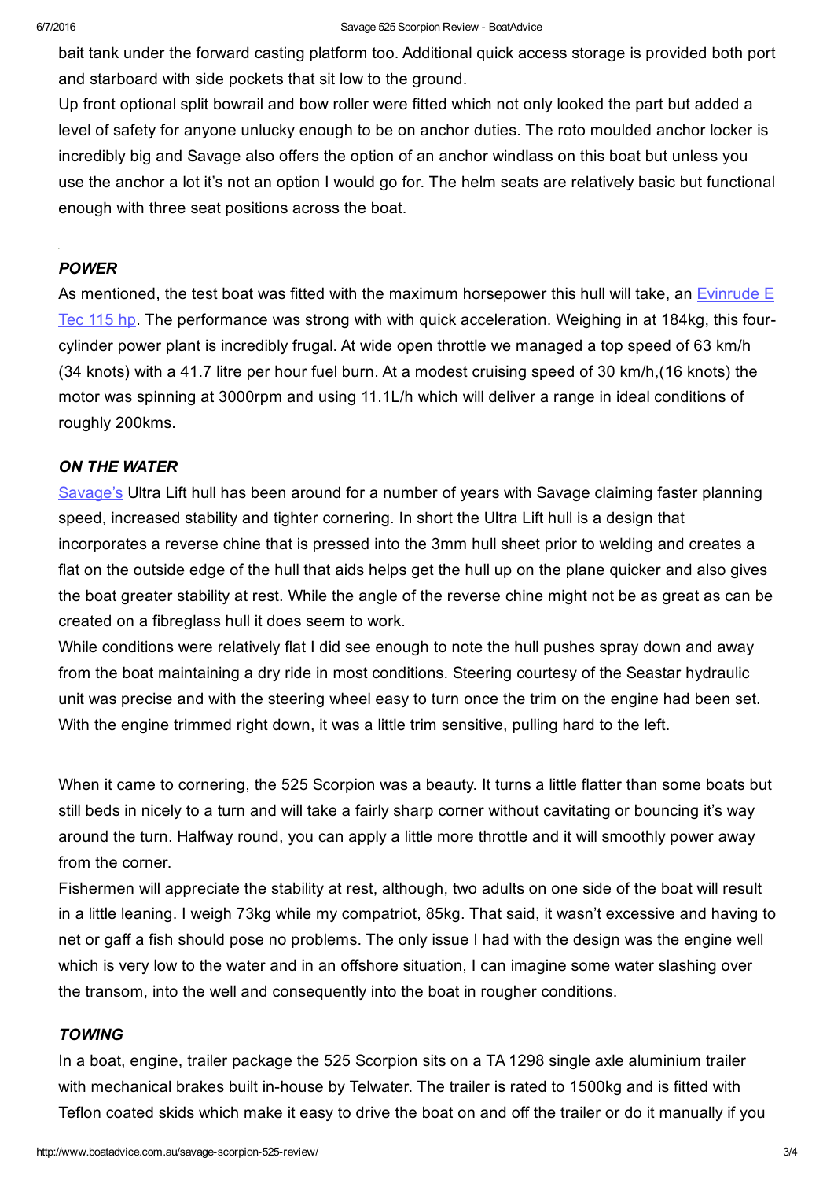bait tank under the forward casting platform too. Additional quick access storage is provided both port and starboard with side pockets that sit low to the ground.

Up front optional split bowrail and bow roller were fitted which not only looked the part but added a level of safety for anyone unlucky enough to be on anchor duties. The roto moulded anchor locker is incredibly big and Savage also offers the option of an anchor windlass on this boat but unless you use the anchor a lot it's not an option I would go for. The helm seats are relatively basic but functional enough with three seat positions across the boat.

### *POWER*

As mentioned, the test boat was fitted with the maximum horsepower this hull will take, an [Evinrude E Tec 115 hp](#). The performance was strong with with quick acceleration. Weighing in at 184kg, this four-cylinder power plant is incredibly frugal. At wide open throttle we managed a top speed of 63 km/h (34 knots) with a 41.7 litre per hour fuel burn. At a modest cruising speed of 30 km/h,(16 knots) the motor was spinning at 3000rpm and using 11.1L/h which will deliver a range in ideal conditions of roughly 200kms.

### *ON THE WATER*

[Savage's](#) Ultra Lift hull has been around for a number of years with Savage claiming faster planning speed, increased stability and tighter cornering. In short the Ultra Lift hull is a design that incorporates a reverse chine that is pressed into the 3mm hull sheet prior to welding and creates a flat on the outside edge of the hull that aids helps get the hull up on the plane quicker and also gives the boat greater stability at rest. While the angle of the reverse chine might not be as great as can be created on a fibreglass hull it does seem to work.

While conditions were relatively flat I did see enough to note the hull pushes spray down and away from the boat maintaining a dry ride in most conditions. Steering courtesy of the Seastar hydraulic unit was precise and with the steering wheel easy to turn once the trim on the engine had been set. With the engine trimmed right down, it was a little trim sensitive, pulling hard to the left.

When it came to cornering, the 525 Scorpion was a beauty. It turns a little flatter than some boats but still beds in nicely to a turn and will take a fairly sharp corner without cavitating or bouncing it's way around the turn. Halfway round, you can apply a little more throttle and it will smoothly power away from the corner.

Fishermen will appreciate the stability at rest, although, two adults on one side of the boat will result in a little leaning. I weigh 73kg while my compatriot, 85kg. That said, it wasn't excessive and having to net or gaff a fish should pose no problems. The only issue I had with the design was the engine well which is very low to the water and in an offshore situation, I can imagine some water slashing over the transom, into the well and consequently into the boat in rougher conditions.

### *TOWING*

In a boat, engine, trailer package the 525 Scorpion sits on a TA 1298 single axle aluminium trailer with mechanical brakes built in-house by Telwater. The trailer is rated to 1500kg and is fitted with Teflon coated skids which make it easy to drive the boat on and off the trailer or do it manually if you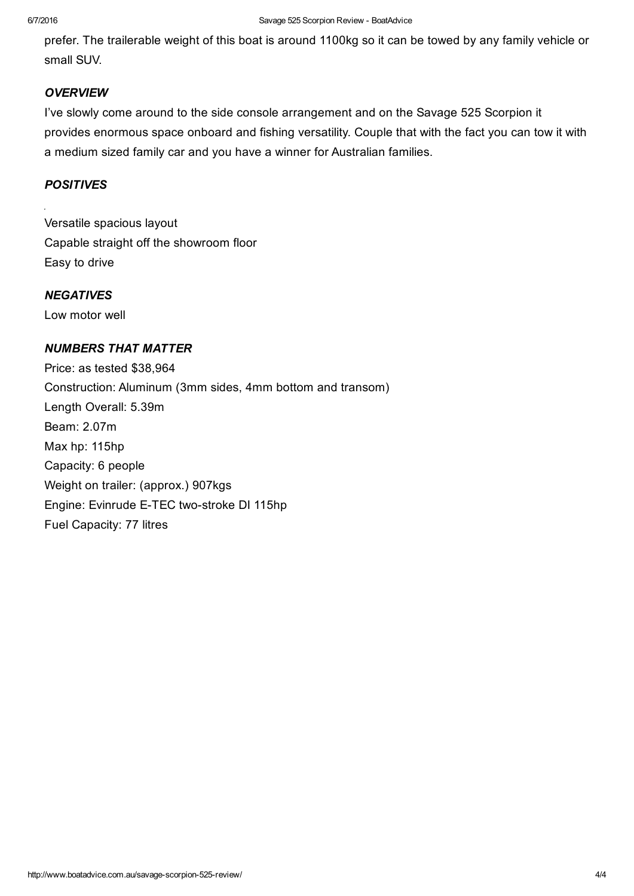prefer. The trailerable weight of this boat is around 1100kg so it can be towed by any family vehicle or small SUV.

### *OVERVIEW*

I've slowly come around to the side console arrangement and on the Savage 525 Scorpion it provides enormous space onboard and fishing versatility. Couple that with the fact you can tow it with a medium sized family car and you have a winner for Australian families.

### *POSITIVES*

Versatile spacious layout
Capable straight off the showroom floor
Easy to drive

### *NEGATIVES*

Low motor well

### *NUMBERS THAT MATTER*

Price: as tested $38,964
Construction: Aluminum (3mm sides, 4mm bottom and transom)
Length Overall: 5.39m
Beam: 2.07m
Max hp: 115hp
Capacity: 6 people
Weight on trailer: (approx.) 907kgs
Engine: Evinrude E-TEC two-stroke DI 115hp
Fuel Capacity: 77 litres